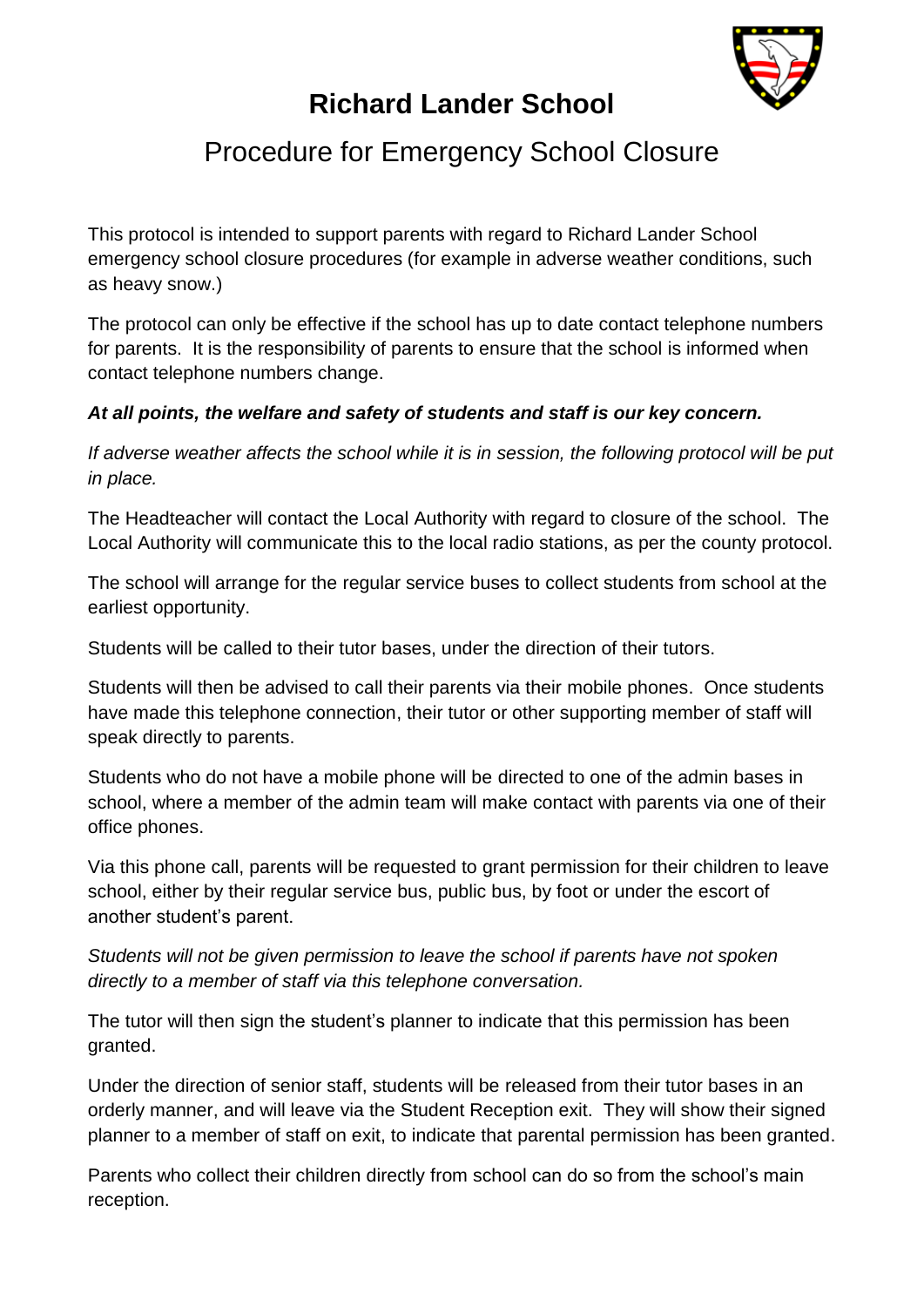# Richard Lander School

## Procedure for Emergency School Closure

This protocol is intended to support parents with regard to Richard Lander School emergency school closure procedures (for example in adverse weather conditions, such as heavy snow.)

The protocol can only be effective if the school has up to date contact telephone numbers for parents. It is the responsibility of parents to ensure that the school is informed when contact telephone numbers change.

***At all points, the welfare and safety of students and staff is our key concern.***

*If adverse weather affects the school while it is in session, the following protocol will be put in place.*

The Headteacher will contact the Local Authority with regard to closure of the school. The Local Authority will communicate this to the local radio stations, as per the county protocol.

The school will arrange for the regular service buses to collect students from school at the earliest opportunity.

Students will be called to their tutor bases, under the direction of their tutors.

Students will then be advised to call their parents via their mobile phones. Once students have made this telephone connection, their tutor or other supporting member of staff will speak directly to parents.

Students who do not have a mobile phone will be directed to one of the admin bases in school, where a member of the admin team will make contact with parents via one of their office phones.

Via this phone call, parents will be requested to grant permission for their children to leave school, either by their regular service bus, public bus, by foot or under the escort of another student's parent.

*Students will not be given permission to leave the school if parents have not spoken directly to a member of staff via this telephone conversation.*

The tutor will then sign the student's planner to indicate that this permission has been granted.

Under the direction of senior staff, students will be released from their tutor bases in an orderly manner, and will leave via the Student Reception exit. They will show their signed planner to a member of staff on exit, to indicate that parental permission has been granted.

Parents who collect their children directly from school can do so from the school's main reception.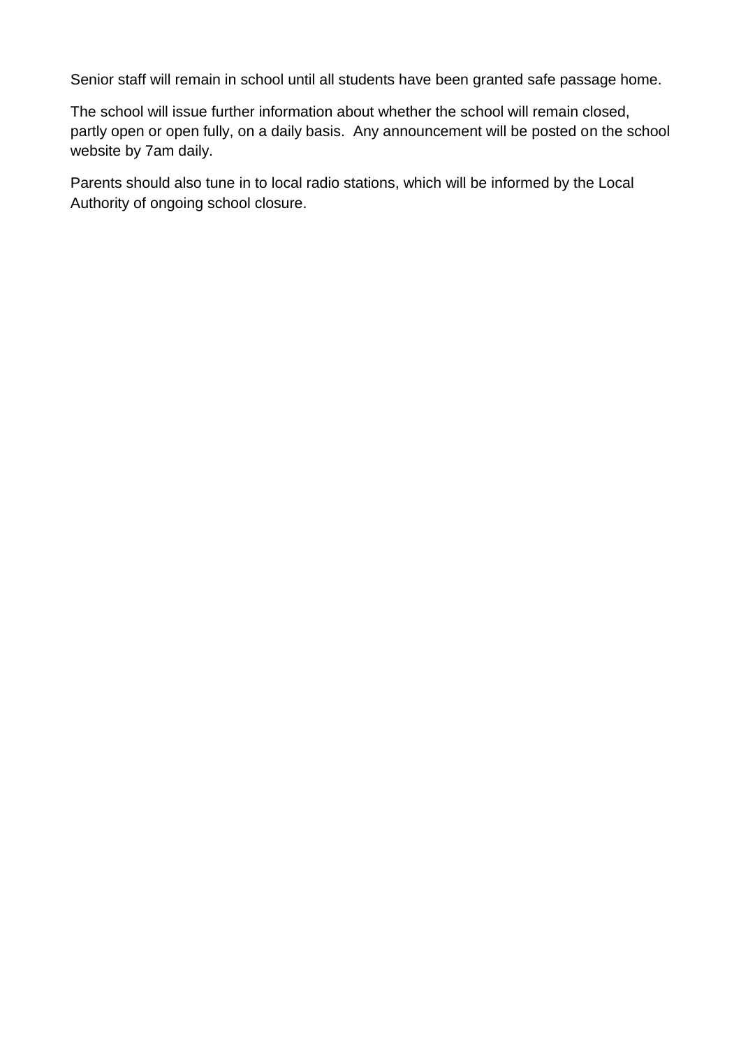Senior staff will remain in school until all students have been granted safe passage home.

The school will issue further information about whether the school will remain closed, partly open or open fully, on a daily basis. Any announcement will be posted on the school website by 7am daily.

Parents should also tune in to local radio stations, which will be informed by the Local Authority of ongoing school closure.